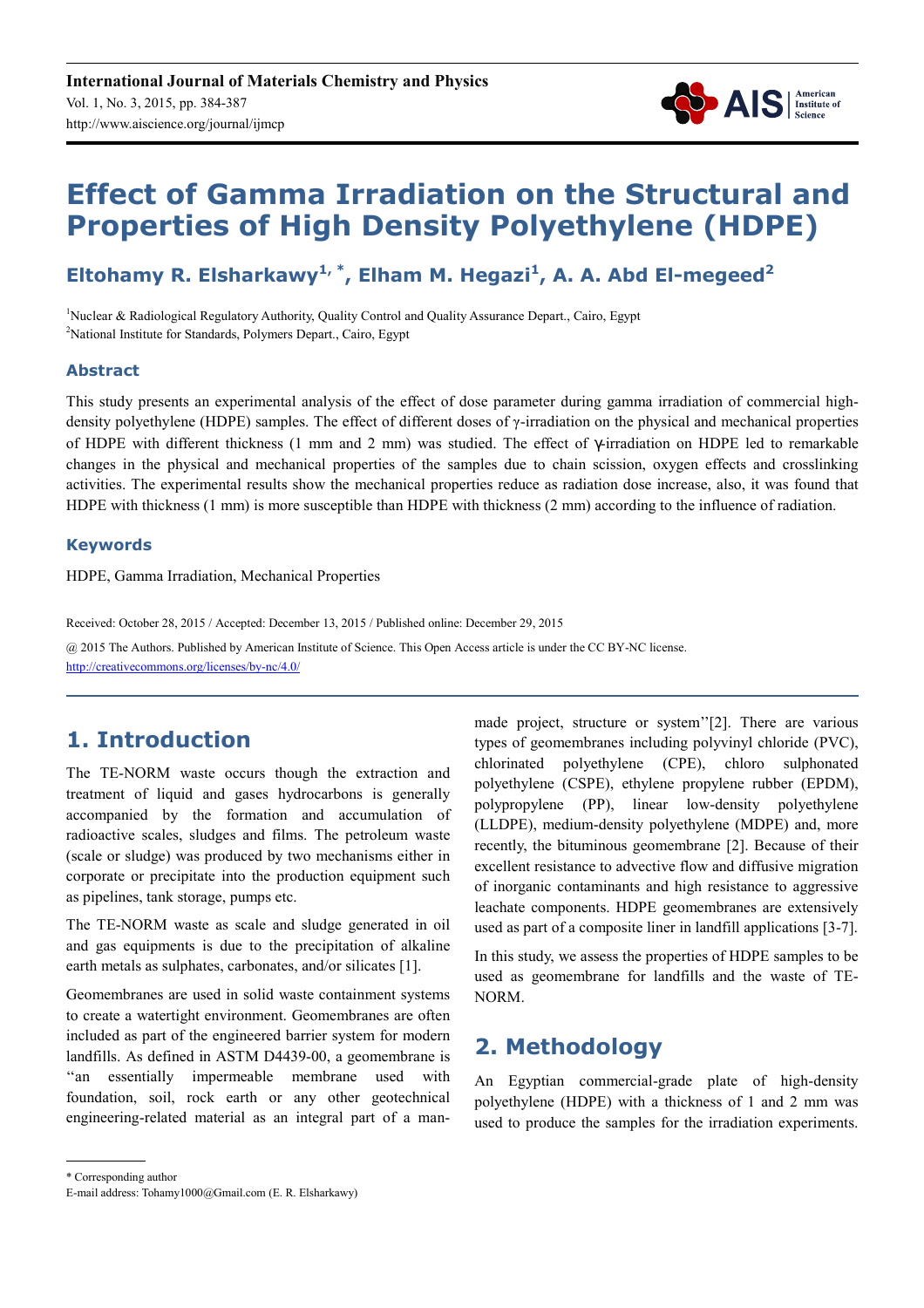# Effect of Gamma Irradiation on the Structural and Properties of High Density Polyethylene (HDPE)

**Eltohamy R. Elsharkawy[1, *], Elham M. Hegazi[1], A. A. Abd El-megeed[2]**

[1]Nuclear & Radiological Regulatory Authority, Quality Control and Quality Assurance Depart., Cairo, Egypt
[2]National Institute for Standards, Polymers Depart., Cairo, Egypt

## Abstract

This study presents an experimental analysis of the effect of dose parameter during gamma irradiation of commercial high-density polyethylene (HDPE) samples. The effect of different doses of γ-irradiation on the physical and mechanical properties of HDPE with different thickness (1 mm and 2 mm) was studied. The effect of γ-irradiation on HDPE led to remarkable changes in the physical and mechanical properties of the samples due to chain scission, oxygen effects and crosslinking activities. The experimental results show the mechanical properties reduce as radiation dose increase, also, it was found that HDPE with thickness (1 mm) is more susceptible than HDPE with thickness (2 mm) according to the influence of radiation.

## Keywords

HDPE, Gamma Irradiation, Mechanical Properties

Received: October 28, 2015 / Accepted: December 13, 2015 / Published online: December 29, 2015

@ 2015 The Authors. Published by American Institute of Science. This Open Access article is under the CC BY-NC license. http://creativecommons.org/licenses/by-nc/4.0/

## 1. Introduction

The TE-NORM waste occurs though the extraction and treatment of liquid and gases hydrocarbons is generally accompanied by the formation and accumulation of radioactive scales, sludges and films. The petroleum waste (scale or sludge) was produced by two mechanisms either in corporate or precipitate into the production equipment such as pipelines, tank storage, pumps etc.

The TE-NORM waste as scale and sludge generated in oil and gas equipments is due to the precipitation of alkaline earth metals as sulphates, carbonates, and/or silicates [1].

Geomembranes are used in solid waste containment systems to create a watertight environment. Geomembranes are often included as part of the engineered barrier system for modern landfills. As defined in ASTM D4439-00, a geomembrane is "an essentially impermeable membrane used with foundation, soil, rock earth or any other geotechnical engineering-related material as an integral part of a man-made project, structure or system"[2]. There are various types of geomembranes including polyvinyl chloride (PVC), chlorinated polyethylene (CPE), chloro sulphonated polyethylene (CSPE), ethylene propylene rubber (EPDM), polypropylene (PP), linear low-density polyethylene (LLDPE), medium-density polyethylene (MDPE) and, more recently, the bituminous geomembrane [2]. Because of their excellent resistance to advective flow and diffusive migration of inorganic contaminants and high resistance to aggressive leachate components. HDPE geomembranes are extensively used as part of a composite liner in landfill applications [3-7].

In this study, we assess the properties of HDPE samples to be used as geomembrane for landfills and the waste of TE-NORM.

## 2. Methodology

An Egyptian commercial-grade plate of high-density polyethylene (HDPE) with a thickness of 1 and 2 mm was used to produce the samples for the irradiation experiments.

* Corresponding author
E-mail address: Tohamy1000@Gmail.com (E. R. Elsharkawy)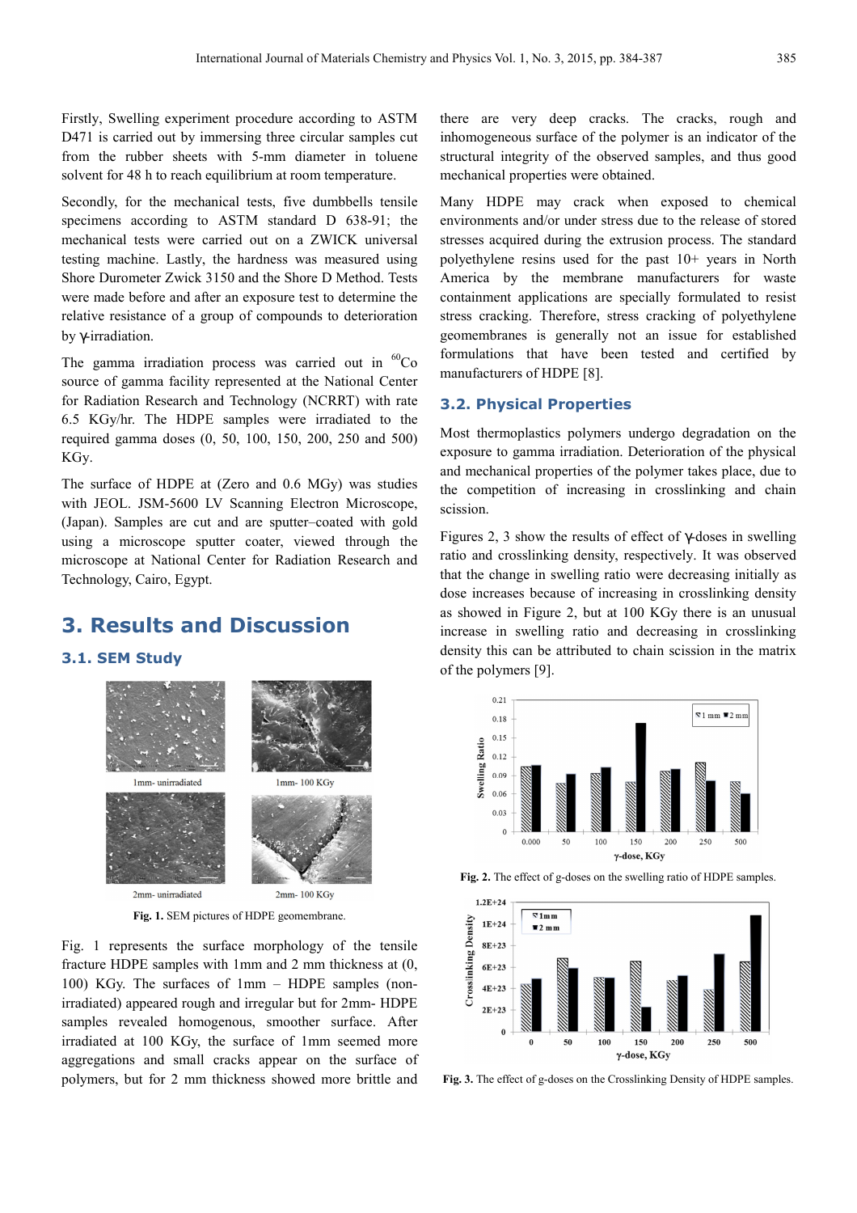Firstly, Swelling experiment procedure according to ASTM D471 is carried out by immersing three circular samples cut from the rubber sheets with 5-mm diameter in toluene solvent for 48 h to reach equilibrium at room temperature.

Secondly, for the mechanical tests, five dumbbells tensile specimens according to ASTM standard D 638-91; the mechanical tests were carried out on a ZWICK universal testing machine. Lastly, the hardness was measured using Shore Durometer Zwick 3150 and the Shore D Method. Tests were made before and after an exposure test to determine the relative resistance of a group of compounds to deterioration by γ-irradiation.

The gamma irradiation process was carried out in $^{60}Co$ source of gamma facility represented at the National Center for Radiation Research and Technology (NCRRT) with rate 6.5 KGy/hr. The HDPE samples were irradiated to the required gamma doses (0, 50, 100, 150, 200, 250 and 500) KGy.

The surface of HDPE at (Zero and 0.6 MGy) was studies with JEOL. JSM-5600 LV Scanning Electron Microscope, (Japan). Samples are cut and are sputter–coated with gold using a microscope sputter coater, viewed through the microscope at National Center for Radiation Research and Technology, Cairo, Egypt.

# 3. Results and Discussion

## 3.1. SEM Study

1mm- unirradiated

1mm- 100 KGy

2mm- unirradiated

2mm- 100 KGy

**Fig. 1.** SEM pictures of HDPE geomembrane.

Fig. 1 represents the surface morphology of the tensile fracture HDPE samples with 1mm and 2 mm thickness at (0, 100) KGy. The surfaces of 1mm – HDPE samples (non-irradiated) appeared rough and irregular but for 2mm- HDPE samples revealed homogenous, smoother surface. After irradiated at 100 KGy, the surface of 1mm seemed more aggregations and small cracks appear on the surface of polymers, but for 2 mm thickness showed more brittle and there are very deep cracks. The cracks, rough and inhomogeneous surface of the polymer is an indicator of the structural integrity of the observed samples, and thus good mechanical properties were obtained.

Many HDPE may crack when exposed to chemical environments and/or under stress due to the release of stored stresses acquired during the extrusion process. The standard polyethylene resins used for the past 10+ years in North America by the membrane manufacturers for waste containment applications are specially formulated to resist stress cracking. Therefore, stress cracking of polyethylene geomembranes is generally not an issue for established formulations that have been tested and certified by manufacturers of HDPE [8].

## 3.2. Physical Properties

Most thermoplastics polymers undergo degradation on the exposure to gamma irradiation. Deterioration of the physical and mechanical properties of the polymer takes place, due to the competition of increasing in crosslinking and chain scission.

Figures 2, 3 show the results of effect of γ-doses in swelling ratio and crosslinking density, respectively. It was observed that the change in swelling ratio were decreasing initially as dose increases because of increasing in crosslinking density as showed in Figure 2, but at 100 KGy there is an unusual increase in swelling ratio and decreasing in crosslinking density this can be attributed to chain scission in the matrix of the polymers [9].

**Fig. 2.** The effect of g-doses on the swelling ratio of HDPE samples.

**Fig. 3.** The effect of g-doses on the Crosslinking Density of HDPE samples.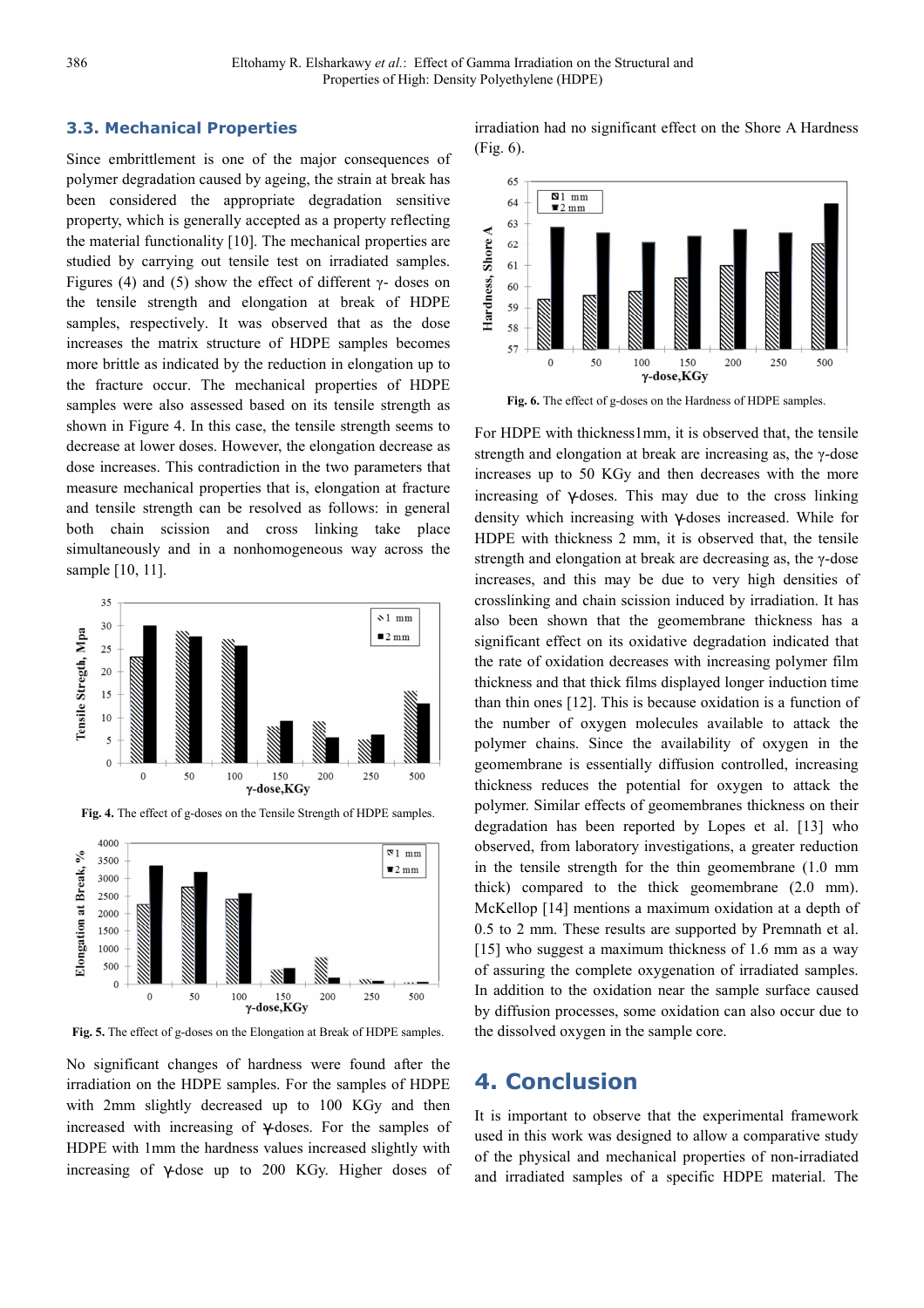### 3.3. Mechanical Properties

Since embrittlement is one of the major consequences of polymer degradation caused by ageing, the strain at break has been considered the appropriate degradation sensitive property, which is generally accepted as a property reflecting the material functionality [10]. The mechanical properties are studied by carrying out tensile test on irradiated samples. Figures (4) and (5) show the effect of different γ- doses on the tensile strength and elongation at break of HDPE samples, respectively. It was observed that as the dose increases the matrix structure of HDPE samples becomes more brittle as indicated by the reduction in elongation up to the fracture occur. The mechanical properties of HDPE samples were also assessed based on its tensile strength as shown in Figure 4. In this case, the tensile strength seems to decrease at lower doses. However, the elongation decrease as dose increases. This contradiction in the two parameters that measure mechanical properties that is, elongation at fracture and tensile strength can be resolved as follows: in general both chain scission and cross linking take place simultaneously and in a nonhomogeneous way across the sample [10, 11].

**Fig. 4.** The effect of g-doses on the Tensile Strength of HDPE samples.

**Fig. 5.** The effect of g-doses on the Elongation at Break of HDPE samples.

No significant changes of hardness were found after the irradiation on the HDPE samples. For the samples of HDPE with 2mm slightly decreased up to 100 KGy and then increased with increasing of γ-doses. For the samples of HDPE with 1mm the hardness values increased slightly with increasing of γ-dose up to 200 KGy. Higher doses of irradiation had no significant effect on the Shore A Hardness (Fig. 6).

**Fig. 6.** The effect of g-doses on the Hardness of HDPE samples.

For HDPE with thickness1mm, it is observed that, the tensile strength and elongation at break are increasing as, the γ-dose increases up to 50 KGy and then decreases with the more increasing of γ-doses. This may due to the cross linking density which increasing with γ-doses increased. While for HDPE with thickness 2 mm, it is observed that, the tensile strength and elongation at break are decreasing as, the γ-dose increases, and this may be due to very high densities of crosslinking and chain scission induced by irradiation. It has also been shown that the geomembrane thickness has a significant effect on its oxidative degradation indicated that the rate of oxidation decreases with increasing polymer film thickness and that thick films displayed longer induction time than thin ones [12]. This is because oxidation is a function of the number of oxygen molecules available to attack the polymer chains. Since the availability of oxygen in the geomembrane is essentially diffusion controlled, increasing thickness reduces the potential for oxygen to attack the polymer. Similar effects of geomembranes thickness on their degradation has been reported by Lopes et al. [13] who observed, from laboratory investigations, a greater reduction in the tensile strength for the thin geomembrane (1.0 mm thick) compared to the thick geomembrane (2.0 mm). McKellop [14] mentions a maximum oxidation at a depth of 0.5 to 2 mm. These results are supported by Premnath et al. [15] who suggest a maximum thickness of 1.6 mm as a way of assuring the complete oxygenation of irradiated samples. In addition to the oxidation near the sample surface caused by diffusion processes, some oxidation can also occur due to the dissolved oxygen in the sample core.

# 4. Conclusion

It is important to observe that the experimental framework used in this work was designed to allow a comparative study of the physical and mechanical properties of non-irradiated and irradiated samples of a specific HDPE material. The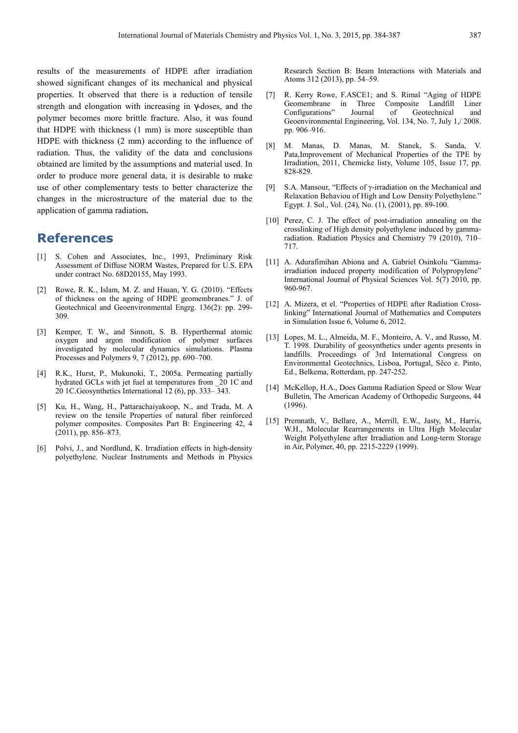results of the measurements of HDPE after irradiation showed significant changes of its mechanical and physical properties. It observed that there is a reduction of tensile strength and elongation with increasing in γ-doses, and the polymer becomes more brittle fracture. Also, it was found that HDPE with thickness (1 mm) is more susceptible than HDPE with thickness (2 mm) according to the influence of radiation. Thus, the validity of the data and conclusions obtained are limited by the assumptions and material used. In order to produce more general data, it is desirable to make use of other complementary tests to better characterize the changes in the microstructure of the material due to the application of gamma radiation**.**

# References

[1] S. Cohen and Associates, Inc., 1993, Preliminary Risk Assessment of Diffuse NORM Wastes, Prepared for U.S. EPA under contract No. 68D20155, May 1993.

[2] Rowe, R. K., Islam, M. Z. and Hsuan, Y. G. (2010). "Effects of thickness on the ageing of HDPE geomembranes." J. of Geotechnical and Geoenvironmental Engrg. 136(2): pp. 299-309.

[3] Kemper, T. W., and Sinnott, S. B. Hyperthermal atomic oxygen and argon modification of polymer surfaces investigated by molecular dynamics simulations. Plasma Processes and Polymers 9, 7 (2012), pp. 690–700.

[4] R.K., Hurst, P., Mukunoki, T., 2005a. Permeating partially hydrated GCLs with jet fuel at temperatures from _20 1C and 20 1C.Geosynthetics International 12 (6), pp. 333– 343.

[5] Ku, H., Wang, H., Pattarachaiyakoop, N., and Trada, M. A review on the tensile Properties of natural fiber reinforced polymer composites. Composites Part B: Engineering 42, 4 (2011), pp. 856–873.

[6] Polvi, J., and Nordlund, K. Irradiation effects in high-density polyethylene. Nuclear Instruments and Methods in Physics Research Section B: Beam Interactions with Materials and Atoms 312 (2013), pp. 54–59.

[7] R. Kerry Rowe, F.ASCE1; and S. Rimal "Aging of HDPE Geomembrane in Three Composite Landfill Liner Configurations" Journal of Geotechnical and Geoenvironmental Engineering, Vol. 134, No. 7, July 1,/ 2008. pp. 906–916.

[8] M. Manas, D. Manas, M. Stanek, S. Sanda, V. Pata,Improvement of Mechanical Properties of the TPE by Irradiation, 2011, Chemicke listy, Volume 105, Issue 17, pp. 828-829.

[9] S.A. Mansour, "Effects of γ-irradiation on the Mechanical and Relaxation Behaviou of High and Low Density Polyethylene." Egypt. J. Sol., Vol. (24), No. (1), (2001), pp. 89-100.

[10] Perez, C. J. The effect of post-irradiation annealing on the crosslinking of High density polyethylene induced by gamma-radiation. Radiation Physics and Chemistry 79 (2010), 710–717.

[11] A. Adurafimihan Abiona and A. Gabriel Osinkolu "Gamma-irradiation induced property modification of Polypropylene" International Journal of Physical Sciences Vol. 5(7) 2010, pp. 960-967.

[12] A. Mizera, et el. "Properties of HDPE after Radiation Cross-linking" International Journal of Mathematics and Computers in Simulation Issue 6, Volume 6, 2012.

[13] Lopes, M. L., Almeida, M. F., Monteiro, A. V., and Russo, M. T. 1998. Durability of geosynthetics under agents presents in landfills. Proceedings of 3rd International Congress on Environmental Geotechnics, Lisboa, Portugal, Sêco e. Pinto, Ed., Belkema, Rotterdam, pp. 247-252.

[14] McKellop, H.A., Does Gamma Radiation Speed or Slow Wear Bulletin, The American Academy of Orthopedic Surgeons, 44 (1996).

[15] Premnath, V., Bellare, A., Merrill, E.W., Jasty, M., Harris, W.H., Molecular Rearrangements in Ultra High Molecular Weight Polyethylene after Irradiation and Long-term Storage in Air, Polymer, 40, pp. 2215-2229 (1999).